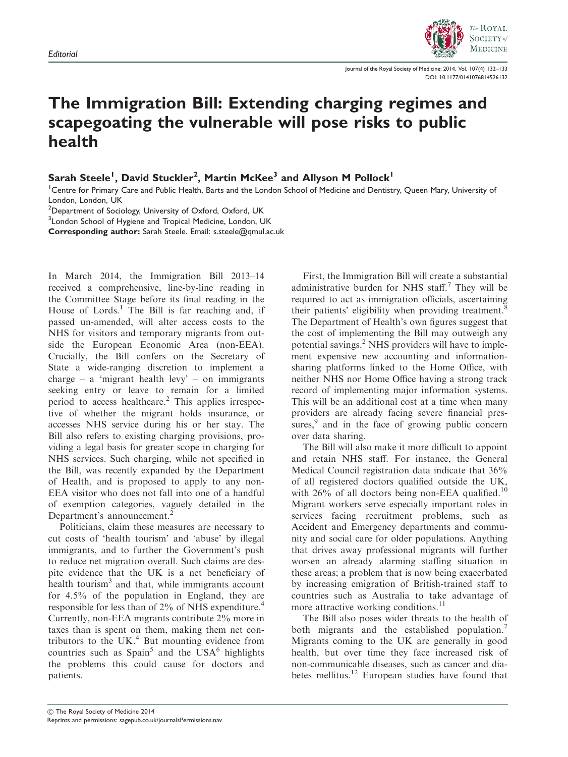Editorial

# The Immigration Bill: Extending charging regimes and scapegoating the vulnerable will pose risks to public health

**Sarah Steele[1], David Stuckler[2], Martin McKee[3] and Allyson M Pollock[1]**

[1]Centre for Primary Care and Public Health, Barts and the London School of Medicine and Dentistry, Queen Mary, University of London, London, UK
[2]Department of Sociology, University of Oxford, Oxford, UK
[3]London School of Hygiene and Tropical Medicine, London, UK

**Corresponding author:** Sarah Steele. Email: s.steele@qmul.ac.uk

In March 2014, the Immigration Bill 2013–14 received a comprehensive, line-by-line reading in the Committee Stage before its final reading in the House of Lords.[1] The Bill is far reaching and, if passed un-amended, will alter access costs to the NHS for visitors and temporary migrants from outside the European Economic Area (non-EEA). Crucially, the Bill confers on the Secretary of State a wide-ranging discretion to implement a charge – a 'migrant health levy' – on immigrants seeking entry or leave to remain for a limited period to access healthcare.[2] This applies irrespective of whether the migrant holds insurance, or accesses NHS service during his or her stay. The Bill also refers to existing charging provisions, providing a legal basis for greater scope in charging for NHS services. Such charging, while not specified in the Bill, was recently expanded by the Department of Health, and is proposed to apply to any non-EEA visitor who does not fall into one of a handful of exemption categories, vaguely detailed in the Department's announcement.[2]

Politicians, claim these measures are necessary to cut costs of 'health tourism' and 'abuse' by illegal immigrants, and to further the Government's push to reduce net migration overall. Such claims are despite evidence that the UK is a net beneficiary of health tourism[3] and that, while immigrants account for 4.5% of the population in England, they are responsible for less than of 2% of NHS expenditure.[4] Currently, non-EEA migrants contribute 2% more in taxes than is spent on them, making them net contributors to the UK.[4] But mounting evidence from countries such as Spain[5] and the USA[6] highlights the problems this could cause for doctors and patients.

First, the Immigration Bill will create a substantial administrative burden for NHS staff.[7] They will be required to act as immigration officials, ascertaining their patients' eligibility when providing treatment.[8] The Department of Health's own figures suggest that the cost of implementing the Bill may outweigh any potential savings.[2] NHS providers will have to implement expensive new accounting and information-sharing platforms linked to the Home Office, with neither NHS nor Home Office having a strong track record of implementing major information systems. This will be an additional cost at a time when many providers are already facing severe financial pressures,[9] and in the face of growing public concern over data sharing.

The Bill will also make it more difficult to appoint and retain NHS staff. For instance, the General Medical Council registration data indicate that 36% of all registered doctors qualified outside the UK, with 26% of all doctors being non-EEA qualified.[10] Migrant workers serve especially important roles in services facing recruitment problems, such as Accident and Emergency departments and community and social care for older populations. Anything that drives away professional migrants will further worsen an already alarming staffing situation in these areas; a problem that is now being exacerbated by increasing emigration of British-trained staff to countries such as Australia to take advantage of more attractive working conditions.[11]

The Bill also poses wider threats to the health of both migrants and the established population.[7] Migrants coming to the UK are generally in good health, but over time they face increased risk of non-communicable diseases, such as cancer and diabetes mellitus.[12] European studies have found that

© The Royal Society of Medicine 2014
Reprints and permissions: sagepub.co.uk/journalsPermissions.nav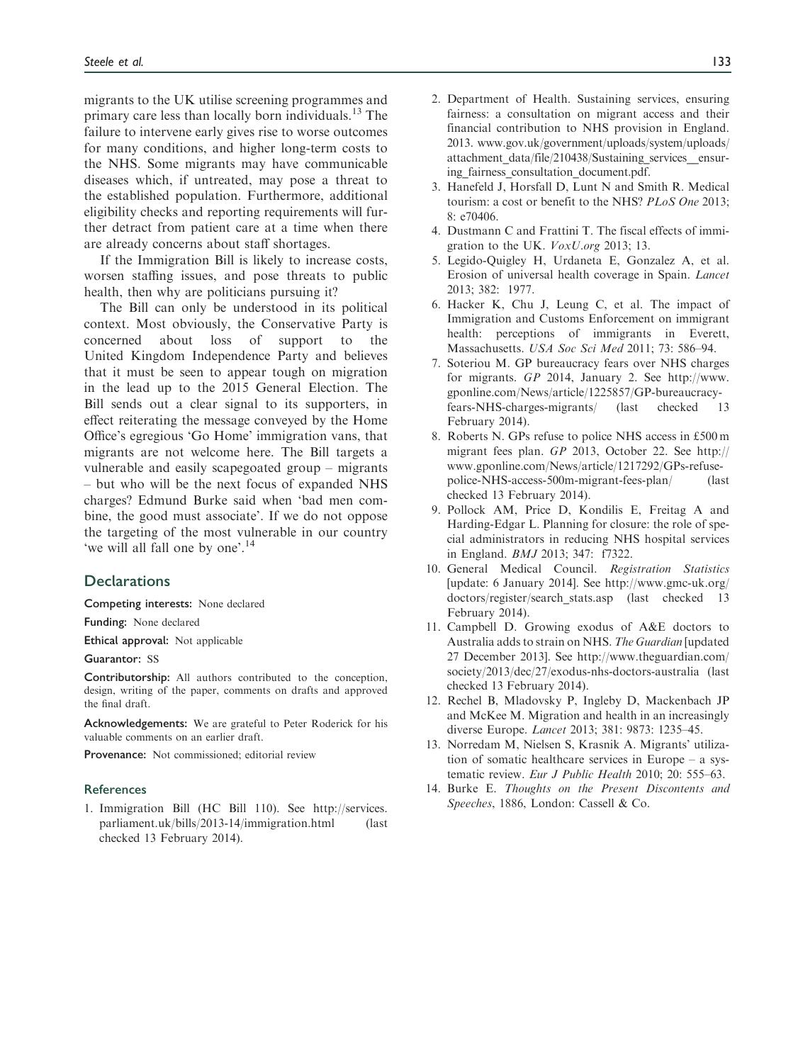migrants to the UK utilise screening programmes and primary care less than locally born individuals.[13] The failure to intervene early gives rise to worse outcomes for many conditions, and higher long-term costs to the NHS. Some migrants may have communicable diseases which, if untreated, may pose a threat to the established population. Furthermore, additional eligibility checks and reporting requirements will further detract from patient care at a time when there are already concerns about staff shortages.

If the Immigration Bill is likely to increase costs, worsen staffing issues, and pose threats to public health, then why are politicians pursuing it?

The Bill can only be understood in its political context. Most obviously, the Conservative Party is concerned about loss of support to the United Kingdom Independence Party and believes that it must be seen to appear tough on migration in the lead up to the 2015 General Election. The Bill sends out a clear signal to its supporters, in effect reiterating the message conveyed by the Home Office's egregious 'Go Home' immigration vans, that migrants are not welcome here. The Bill targets a vulnerable and easily scapegoated group – migrants – but who will be the next focus of expanded NHS charges? Edmund Burke said when 'bad men combine, the good must associate'. If we do not oppose the targeting of the most vulnerable in our country 'we will all fall one by one'.[14]

## Declarations

**Competing interests:** None declared

**Funding:** None declared

**Ethical approval:** Not applicable

**Guarantor:** SS

**Contributorship:** All authors contributed to the conception, design, writing of the paper, comments on drafts and approved the final draft.

**Acknowledgements:** We are grateful to Peter Roderick for his valuable comments on an earlier draft.

**Provenance:** Not commissioned; editorial review

### References

1. Immigration Bill (HC Bill 110). See http://services.parliament.uk/bills/2013-14/immigration.html (last checked 13 February 2014).
2. Department of Health. Sustaining services, ensuring fairness: a consultation on migrant access and their financial contribution to NHS provision in England. 2013. www.gov.uk/government/uploads/system/uploads/attachment_data/file/210438/Sustaining_services__ensuring_fairness_consultation_document.pdf.
3. Hanefeld J, Horsfall D, Lunt N and Smith R. Medical tourism: a cost or benefit to the NHS? *PLoS One* 2013; 8: e70406.
4. Dustmann C and Frattini T. The fiscal effects of immigration to the UK. *VoxU.org* 2013; 13.
5. Legido-Quigley H, Urdaneta E, Gonzalez A, et al. Erosion of universal health coverage in Spain. *Lancet* 2013; 382: 1977.
6. Hacker K, Chu J, Leung C, et al. The impact of Immigration and Customs Enforcement on immigrant health: perceptions of immigrants in Everett, Massachusetts. *USA Soc Sci Med* 2011; 73: 586–94.
7. Soteriou M. GP bureaucracy fears over NHS charges for migrants. *GP* 2014, January 2. See http://www.gponline.com/News/article/1225857/GP-bureaucracy-fears-NHS-charges-migrants/ (last checked 13 February 2014).
8. Roberts N. GPs refuse to police NHS access in £500 m migrant fees plan. *GP* 2013, October 22. See http://www.gponline.com/News/article/1217292/GPs-refuse-police-NHS-access-500m-migrant-fees-plan/ (last checked 13 February 2014).
9. Pollock AM, Price D, Kondilis E, Freitag A and Harding-Edgar L. Planning for closure: the role of special administrators in reducing NHS hospital services in England. *BMJ* 2013; 347: f7322.
10. General Medical Council. *Registration Statistics* [update: 6 January 2014]. See http://www.gmc-uk.org/doctors/register/search_stats.asp (last checked 13 February 2014).
11. Campbell D. Growing exodus of A&E doctors to Australia adds to strain on NHS. *The Guardian* [updated 27 December 2013]. See http://www.theguardian.com/society/2013/dec/27/exodus-nhs-doctors-australia (last checked 13 February 2014).
12. Rechel B, Mladovsky P, Ingleby D, Mackenbach JP and McKee M. Migration and health in an increasingly diverse Europe. *Lancet* 2013; 381: 9873: 1235–45.
13. Norredam M, Nielsen S, Krasnik A. Migrants' utilization of somatic healthcare services in Europe – a systematic review. *Eur J Public Health* 2010; 20: 555–63.
14. Burke E. *Thoughts on the Present Discontents and Speeches*, 1886, London: Cassell & Co.